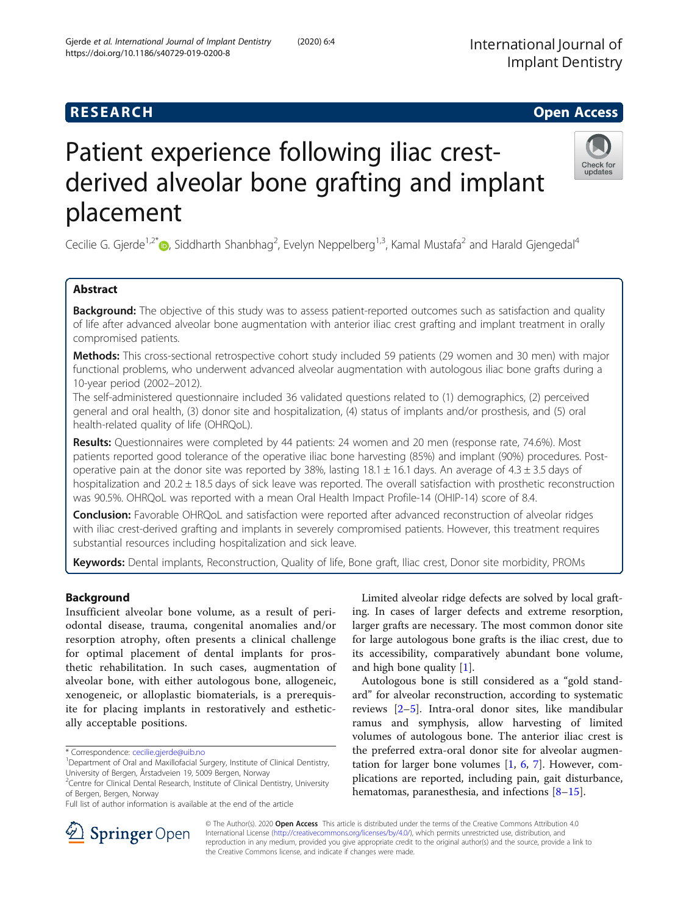# RESEARCH

# Patient experience following iliac crest-derived alveolar bone grafting and implant placement

Cecilie G. Gjerde[1,2*], Siddharth Shanbhag[2], Evelyn Neppelberg[1,3], Kamal Mustafa[2] and Harald Gjengedal[4]

## Abstract

**Background:** The objective of this study was to assess patient-reported outcomes such as satisfaction and quality of life after advanced alveolar bone augmentation with anterior iliac crest grafting and implant treatment in orally compromised patients.

**Methods:** This cross-sectional retrospective cohort study included 59 patients (29 women and 30 men) with major functional problems, who underwent advanced alveolar augmentation with autologous iliac bone grafts during a 10-year period (2002–2012).

The self-administered questionnaire included 36 validated questions related to (1) demographics, (2) perceived general and oral health, (3) donor site and hospitalization, (4) status of implants and/or prosthesis, and (5) oral health-related quality of life (OHRQoL).

**Results:** Questionnaires were completed by 44 patients: 24 women and 20 men (response rate, 74.6%). Most patients reported good tolerance of the operative iliac bone harvesting (85%) and implant (90%) procedures. Post-operative pain at the donor site was reported by 38%, lasting 18.1 ± 16.1 days. An average of 4.3 ± 3.5 days of hospitalization and 20.2 ± 18.5 days of sick leave was reported. The overall satisfaction with prosthetic reconstruction was 90.5%. OHRQoL was reported with a mean Oral Health Impact Profile-14 (OHIP-14) score of 8.4.

**Conclusion:** Favorable OHRQoL and satisfaction were reported after advanced reconstruction of alveolar ridges with iliac crest-derived grafting and implants in severely compromised patients. However, this treatment requires substantial resources including hospitalization and sick leave.

**Keywords:** Dental implants, Reconstruction, Quality of life, Bone graft, Iliac crest, Donor site morbidity, PROMs

## Background

Insufficient alveolar bone volume, as a result of periodontal disease, trauma, congenital anomalies and/or resorption atrophy, often presents a clinical challenge for optimal placement of dental implants for prosthetic rehabilitation. In such cases, augmentation of alveolar bone, with either autologous bone, allogeneic, xenogeneic, or alloplastic biomaterials, is a prerequisite for placing implants in restoratively and esthetically acceptable positions.

Limited alveolar ridge defects are solved by local grafting. In cases of larger defects and extreme resorption, larger grafts are necessary. The most common donor site for large autologous bone grafts is the iliac crest, due to its accessibility, comparatively abundant bone volume, and high bone quality [1].

Autologous bone is still considered as a "gold standard" for alveolar reconstruction, according to systematic reviews [2–5]. Intra-oral donor sites, like mandibular ramus and symphysis, allow harvesting of limited volumes of autologous bone. The anterior iliac crest is the preferred extra-oral donor site for alveolar augmentation for larger bone volumes [1, 6, 7]. However, complications are reported, including pain, gait disturbance, hematomas, paranesthesia, and infections [8–15].

\* Correspondence: cecilie.gjerde@uib.no
[1]Department of Oral and Maxillofacial Surgery, Institute of Clinical Dentistry, University of Bergen, Årstadveien 19, 5009 Bergen, Norway
[2]Centre for Clinical Dental Research, Institute of Clinical Dentistry, University of Bergen, Bergen, Norway
Full list of author information is available at the end of the article

© The Author(s). 2020 **Open Access** This article is distributed under the terms of the Creative Commons Attribution 4.0 International License (http://creativecommons.org/licenses/by/4.0/), which permits unrestricted use, distribution, and reproduction in any medium, provided you give appropriate credit to the original author(s) and the source, provide a link to the Creative Commons license, and indicate if changes were made.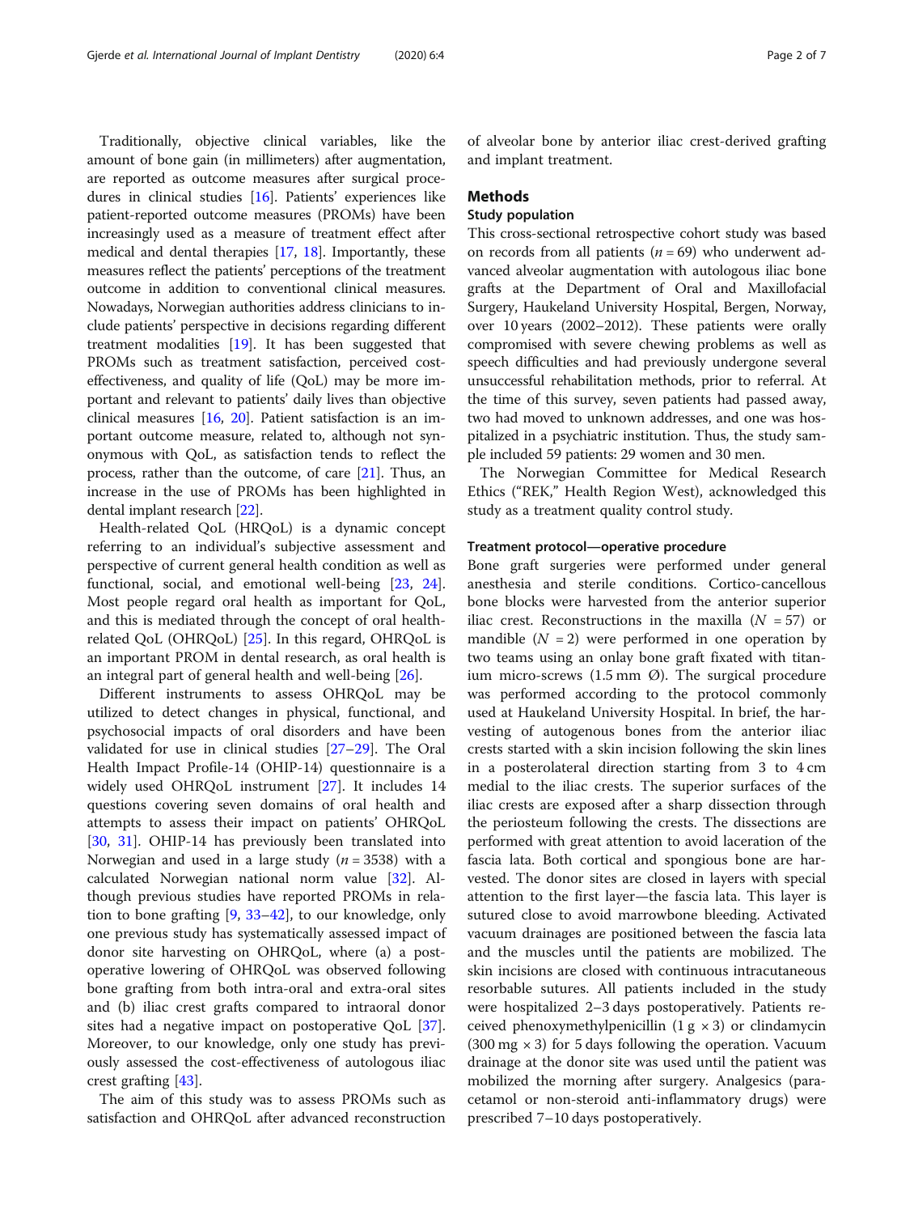Traditionally, objective clinical variables, like the amount of bone gain (in millimeters) after augmentation, are reported as outcome measures after surgical procedures in clinical studies [16]. Patients' experiences like patient-reported outcome measures (PROMs) have been increasingly used as a measure of treatment effect after medical and dental therapies [17, 18]. Importantly, these measures reflect the patients' perceptions of the treatment outcome in addition to conventional clinical measures. Nowadays, Norwegian authorities address clinicians to include patients' perspective in decisions regarding different treatment modalities [19]. It has been suggested that PROMs such as treatment satisfaction, perceived cost-effectiveness, and quality of life (QoL) may be more important and relevant to patients' daily lives than objective clinical measures [16, 20]. Patient satisfaction is an important outcome measure, related to, although not synonymous with QoL, as satisfaction tends to reflect the process, rather than the outcome, of care [21]. Thus, an increase in the use of PROMs has been highlighted in dental implant research [22].

Health-related QoL (HRQoL) is a dynamic concept referring to an individual's subjective assessment and perspective of current general health condition as well as functional, social, and emotional well-being [23, 24]. Most people regard oral health as important for QoL, and this is mediated through the concept of oral health-related QoL (OHRQoL) [25]. In this regard, OHRQoL is an important PROM in dental research, as oral health is an integral part of general health and well-being [26].

Different instruments to assess OHRQoL may be utilized to detect changes in physical, functional, and psychosocial impacts of oral disorders and have been validated for use in clinical studies [27–29]. The Oral Health Impact Profile-14 (OHIP-14) questionnaire is a widely used OHRQoL instrument [27]. It includes 14 questions covering seven domains of oral health and attempts to assess their impact on patients' OHRQoL [30, 31]. OHIP-14 has previously been translated into Norwegian and used in a large study ($n = 3538$) with a calculated Norwegian national norm value [32]. Although previous studies have reported PROMs in relation to bone grafting [9, 33–42], to our knowledge, only one previous study has systematically assessed impact of donor site harvesting on OHRQoL, where (a) a postoperative lowering of OHRQoL was observed following bone grafting from both intra-oral and extra-oral sites and (b) iliac crest grafts compared to intraoral donor sites had a negative impact on postoperative QoL [37]. Moreover, to our knowledge, only one study has previously assessed the cost-effectiveness of autologous iliac crest grafting [43].

The aim of this study was to assess PROMs such as satisfaction and OHRQoL after advanced reconstruction of alveolar bone by anterior iliac crest-derived grafting and implant treatment.

## Methods

### Study population

This cross-sectional retrospective cohort study was based on records from all patients ($n = 69$) who underwent advanced alveolar augmentation with autologous iliac bone grafts at the Department of Oral and Maxillofacial Surgery, Haukeland University Hospital, Bergen, Norway, over 10 years (2002–2012). These patients were orally compromised with severe chewing problems as well as speech difficulties and had previously undergone several unsuccessful rehabilitation methods, prior to referral. At the time of this survey, seven patients had passed away, two had moved to unknown addresses, and one was hospitalized in a psychiatric institution. Thus, the study sample included 59 patients: 29 women and 30 men.

The Norwegian Committee for Medical Research Ethics ("REK," Health Region West), acknowledged this study as a treatment quality control study.

### Treatment protocol—operative procedure

Bone graft surgeries were performed under general anesthesia and sterile conditions. Cortico-cancellous bone blocks were harvested from the anterior superior iliac crest. Reconstructions in the maxilla ($N = 57$) or mandible ($N = 2$) were performed in one operation by two teams using an onlay bone graft fixated with titanium micro-screws (1.5 mm Ø). The surgical procedure was performed according to the protocol commonly used at Haukeland University Hospital. In brief, the harvesting of autogenous bones from the anterior iliac crests started with a skin incision following the skin lines in a posterolateral direction starting from 3 to 4 cm medial to the iliac crests. The superior surfaces of the iliac crests are exposed after a sharp dissection through the periosteum following the crests. The dissections are performed with great attention to avoid laceration of the fascia lata. Both cortical and spongious bone are harvested. The donor sites are closed in layers with special attention to the first layer—the fascia lata. This layer is sutured close to avoid marrowbone bleeding. Activated vacuum drainages are positioned between the fascia lata and the muscles until the patients are mobilized. The skin incisions are closed with continuous intracutaneous resorbable sutures. All patients included in the study were hospitalized 2–3 days postoperatively. Patients received phenoxymethylpenicillin (1 g × 3) or clindamycin (300 mg × 3) for 5 days following the operation. Vacuum drainage at the donor site was used until the patient was mobilized the morning after surgery. Analgesics (paracetamol or non-steroid anti-inflammatory drugs) were prescribed 7–10 days postoperatively.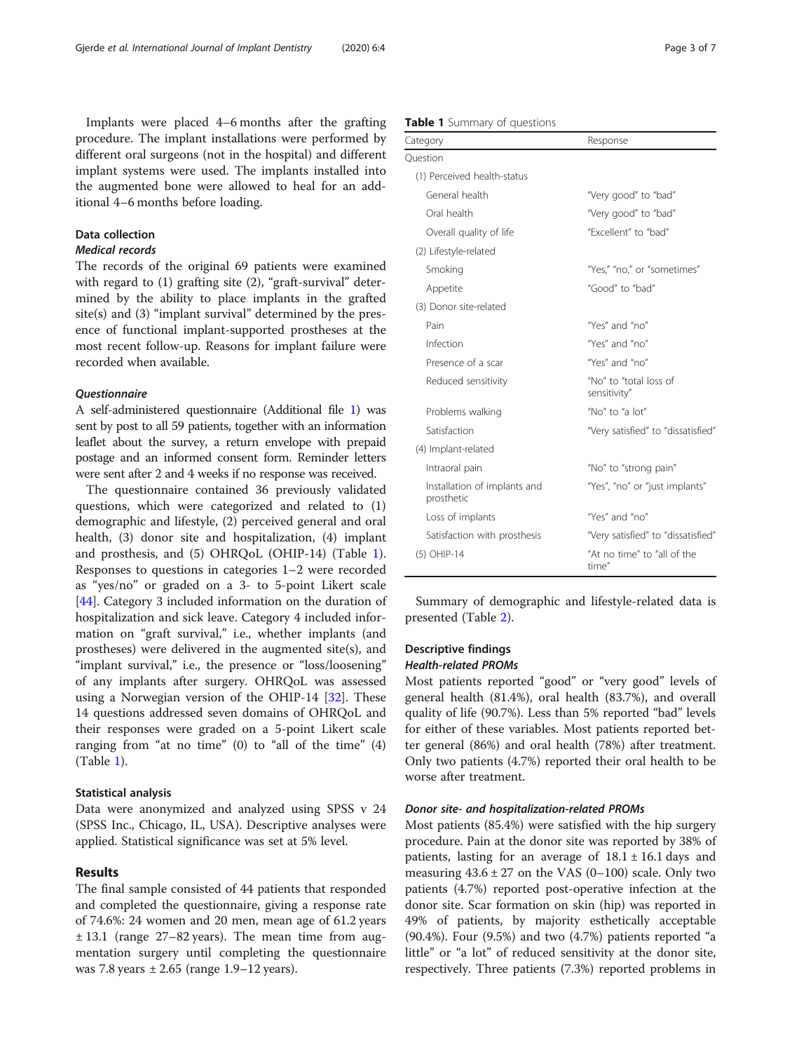Implants were placed 4–6 months after the grafting procedure. The implant installations were performed by different oral surgeons (not in the hospital) and different implant systems were used. The implants installed into the augmented bone were allowed to heal for an additional 4–6 months before loading.

## Data collection

### *Medical records*

The records of the original 69 patients were examined with regard to (1) grafting site (2), "graft-survival" determined by the ability to place implants in the grafted site(s) and (3) "implant survival" determined by the presence of functional implant-supported prostheses at the most recent follow-up. Reasons for implant failure were recorded when available.

### *Questionnaire*

A self-administered questionnaire (Additional file 1) was sent by post to all 59 patients, together with an information leaflet about the survey, a return envelope with prepaid postage and an informed consent form. Reminder letters were sent after 2 and 4 weeks if no response was received.

The questionnaire contained 36 previously validated questions, which were categorized and related to (1) demographic and lifestyle, (2) perceived general and oral health, (3) donor site and hospitalization, (4) implant and prosthesis, and (5) OHRQoL (OHIP-14) (Table 1). Responses to questions in categories 1–2 were recorded as "yes/no" or graded on a 3- to 5-point Likert scale [44]. Category 3 included information on the duration of hospitalization and sick leave. Category 4 included information on "graft survival," i.e., whether implants (and prostheses) were delivered in the augmented site(s), and "implant survival," i.e., the presence or "loss/loosening" of any implants after surgery. OHRQoL was assessed using a Norwegian version of the OHIP-14 [32]. These 14 questions addressed seven domains of OHRQoL and their responses were graded on a 5-point Likert scale ranging from "at no time" (0) to "all of the time" (4) (Table 1).

## Statistical analysis

Data were anonymized and analyzed using SPSS v 24 (SPSS Inc., Chicago, IL, USA). Descriptive analyses were applied. Statistical significance was set at 5% level.

# Results

The final sample consisted of 44 patients that responded and completed the questionnaire, giving a response rate of 74.6%: 24 women and 20 men, mean age of 61.2 years ± 13.1 (range 27–82 years). The mean time from augmentation surgery until completing the questionnaire was 7.8 years ± 2.65 (range 1.9–12 years).

**Table 1** Summary of questions

| Category | Response |
|---|---|
| Question | |
| (1) Perceived health-status | |
| General health | "Very good" to "bad" |
| Oral health | "Very good" to "bad" |
| Overall quality of life | "Excellent" to "bad" |
| (2) Lifestyle-related | |
| Smoking | "Yes," "no," or "sometimes" |
| Appetite | "Good" to "bad" |
| (3) Donor site-related | |
| Pain | "Yes" and "no" |
| Infection | "Yes" and "no" |
| Presence of a scar | "Yes" and "no" |
| Reduced sensitivity | "No" to "total loss of sensitivity" |
| Problems walking | "No" to "a lot" |
| Satisfaction | "Very satisfied" to "dissatisfied" |
| (4) Implant-related | |
| Intraoral pain | "No" to "strong pain" |
| Installation of implants and prosthetic | "Yes", "no" or "just implants" |
| Loss of implants | "Yes" and "no" |
| Satisfaction with prosthesis | "Very satisfied" to "dissatisfied" |
| (5) OHIP-14 | "At no time" to "all of the time" |

Summary of demographic and lifestyle-related data is presented (Table 2).

## Descriptive findings

### *Health-related PROMs*

Most patients reported "good" or "very good" levels of general health (81.4%), oral health (83.7%), and overall quality of life (90.7%). Less than 5% reported "bad" levels for either of these variables. Most patients reported better general (86%) and oral health (78%) after treatment. Only two patients (4.7%) reported their oral health to be worse after treatment.

### *Donor site- and hospitalization-related PROMs*

Most patients (85.4%) were satisfied with the hip surgery procedure. Pain at the donor site was reported by 38% of patients, lasting for an average of 18.1 ± 16.1 days and measuring 43.6 ± 27 on the VAS (0–100) scale. Only two patients (4.7%) reported post-operative infection at the donor site. Scar formation on skin (hip) was reported in 49% of patients, by majority esthetically acceptable (90.4%). Four (9.5%) and two (4.7%) patients reported "a little" or "a lot" of reduced sensitivity at the donor site, respectively. Three patients (7.3%) reported problems in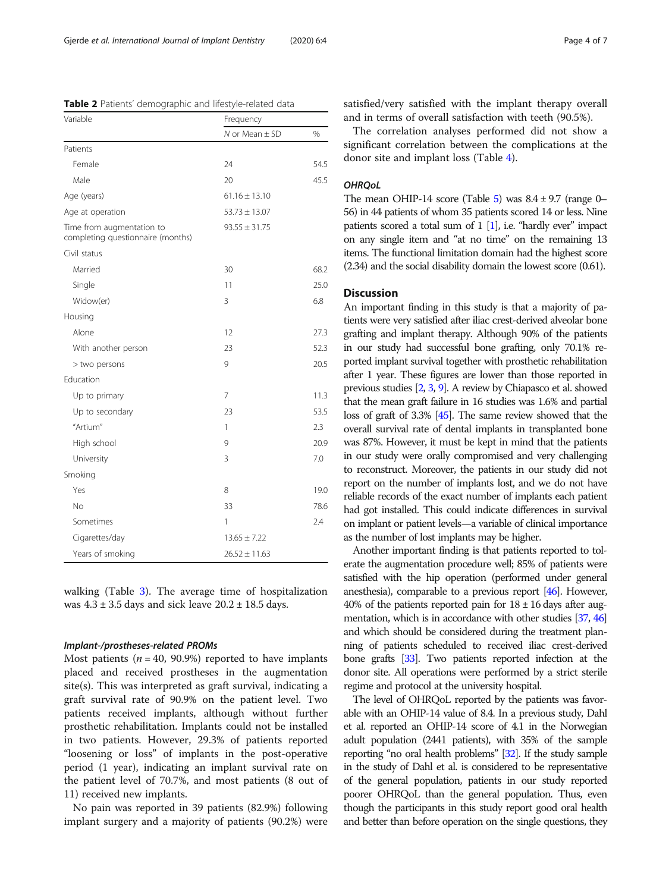**Table 2** Patients' demographic and lifestyle-related data

| Variable | Frequency | |
|---|---|---|
| | *N* or Mean ± SD | % |
| Patients | | |
| Female | 24 | 54.5 |
| Male | 20 | 45.5 |
| Age (years) | 61.16 ± 13.10 | |
| Age at operation | 53.73 ± 13.07 | |
| Time from augmentation to completing questionnaire (months) | 93.55 ± 31.75 | |
| Civil status | | |
| Married | 30 | 68.2 |
| Single | 11 | 25.0 |
| Widow(er) | 3 | 6.8 |
| Housing | | |
| Alone | 12 | 27.3 |
| With another person | 23 | 52.3 |
| > two persons | 9 | 20.5 |
| Education | | |
| Up to primary | 7 | 11.3 |
| Up to secondary | 23 | 53.5 |
| "Artium" | 1 | 2.3 |
| High school | 9 | 20.9 |
| University | 3 | 7.0 |
| Smoking | | |
| Yes | 8 | 19.0 |
| No | 33 | 78.6 |
| Sometimes | 1 | 2.4 |
| Cigarettes/day | 13.65 ± 7.22 | |
| Years of smoking | 26.52 ± 11.63 | |

walking (Table 3). The average time of hospitalization was 4.3 ± 3.5 days and sick leave 20.2 ± 18.5 days.

#### *Implant-/prostheses-related PROMs*

Most patients ($n = 40$, 90.9%) reported to have implants placed and received prostheses in the augmentation site(s). This was interpreted as graft survival, indicating a graft survival rate of 90.9% on the patient level. Two patients received implants, although without further prosthetic rehabilitation. Implants could not be installed in two patients. However, 29.3% of patients reported "loosening or loss" of implants in the post-operative period (1 year), indicating an implant survival rate on the patient level of 70.7%, and most patients (8 out of 11) received new implants.

No pain was reported in 39 patients (82.9%) following implant surgery and a majority of patients (90.2%) were satisfied/very satisfied with the implant therapy overall and in terms of overall satisfaction with teeth (90.5%).

The correlation analyses performed did not show a significant correlation between the complications at the donor site and implant loss (Table 4).

### *OHRQoL*

The mean OHIP-14 score (Table 5) was 8.4 ± 9.7 (range 0–56) in 44 patients of whom 35 patients scored 14 or less. Nine patients scored a total sum of 1 [1], i.e. "hardly ever" impact on any single item and "at no time" on the remaining 13 items. The functional limitation domain had the highest score (2.34) and the social disability domain the lowest score (0.61).

## Discussion

An important finding in this study is that a majority of patients were very satisfied after iliac crest-derived alveolar bone grafting and implant therapy. Although 90% of the patients in our study had successful bone grafting, only 70.1% reported implant survival together with prosthetic rehabilitation after 1 year. These figures are lower than those reported in previous studies [2, 3, 9]. A review by Chiapasco et al. showed that the mean graft failure in 16 studies was 1.6% and partial loss of graft of 3.3% [45]. The same review showed that the overall survival rate of dental implants in transplanted bone was 87%. However, it must be kept in mind that the patients in our study were orally compromised and very challenging to reconstruct. Moreover, the patients in our study did not report on the number of implants lost, and we do not have reliable records of the exact number of implants each patient had got installed. This could indicate differences in survival on implant or patient levels—a variable of clinical importance as the number of lost implants may be higher.

Another important finding is that patients reported to tolerate the augmentation procedure well; 85% of patients were satisfied with the hip operation (performed under general anesthesia), comparable to a previous report [46]. However, 40% of the patients reported pain for 18 ± 16 days after augmentation, which is in accordance with other studies [37, 46] and which should be considered during the treatment planning of patients scheduled to received iliac crest-derived bone grafts [33]. Two patients reported infection at the donor site. All operations were performed by a strict sterile regime and protocol at the university hospital.

The level of OHRQoL reported by the patients was favorable with an OHIP-14 value of 8.4. In a previous study, Dahl et al. reported an OHIP-14 score of 4.1 in the Norwegian adult population (2441 patients), with 35% of the sample reporting "no oral health problems" [32]. If the study sample in the study of Dahl et al. is considered to be representative of the general population, patients in our study reported poorer OHRQoL than the general population. Thus, even though the participants in this study report good oral health and better than before operation on the single questions, they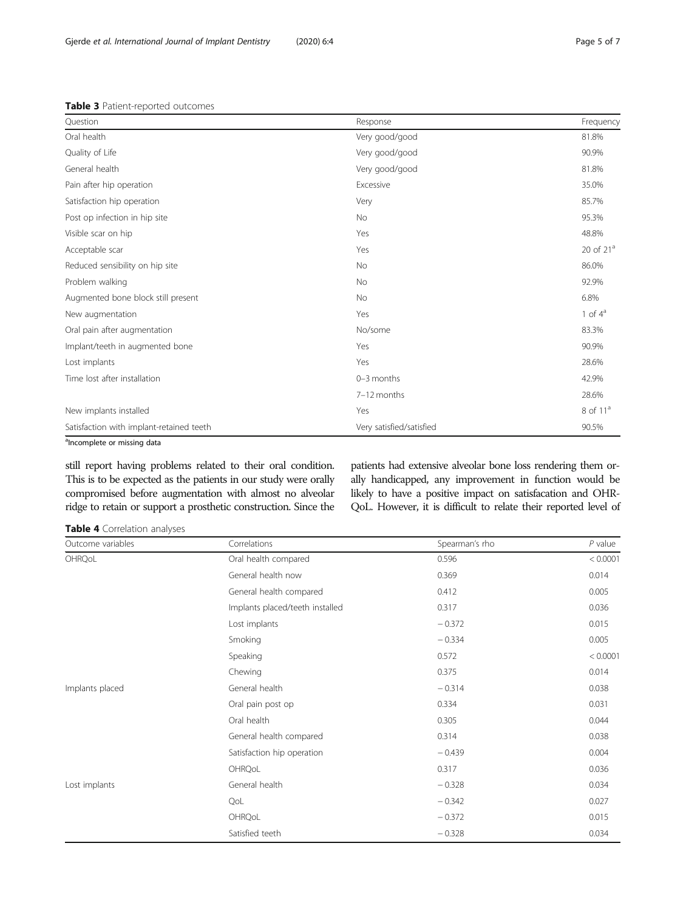**Table 3** Patient-reported outcomes

| Question | Response | Frequency |
|---|---|---|
| Oral health | Very good/good | 81.8% |
| Quality of Life | Very good/good | 90.9% |
| General health | Very good/good | 81.8% |
| Pain after hip operation | Excessive | 35.0% |
| Satisfaction hip operation | Very | 85.7% |
| Post op infection in hip site | No | 95.3% |
| Visible scar on hip | Yes | 48.8% |
| Acceptable scar | Yes | 20 of 21[a] |
| Reduced sensibility on hip site | No | 86.0% |
| Problem walking | No | 92.9% |
| Augmented bone block still present | No | 6.8% |
| New augmentation | Yes | 1 of 4[a] |
| Oral pain after augmentation | No/some | 83.3% |
| Implant/teeth in augmented bone | Yes | 90.9% |
| Lost implants | Yes | 28.6% |
| Time lost after installation | 0–3 months | 42.9% |
| | 7–12 months | 28.6% |
| New implants installed | Yes | 8 of 11[a] |
| Satisfaction with implant-retained teeth | Very satisfied/satisfied | 90.5% |

[a]Incomplete or missing data

still report having problems related to their oral condition. This is to be expected as the patients in our study were orally compromised before augmentation with almost no alveolar ridge to retain or support a prosthetic construction. Since the patients had extensive alveolar bone loss rendering them orally handicapped, any improvement in function would be likely to have a positive impact on satisfacation and OHR-QoL. However, it is difficult to relate their reported level of

**Table 4** Correlation analyses

| Outcome variables | Correlations | Spearman's rho | *P* value |
|---|---|---|---|
| OHRQoL | Oral health compared | 0.596 | < 0.0001 |
| | General health now | 0.369 | 0.014 |
| | General health compared | 0.412 | 0.005 |
| | Implants placed/teeth installed | 0.317 | 0.036 |
| | Lost implants | − 0.372 | 0.015 |
| | Smoking | − 0.334 | 0.005 |
| | Speaking | 0.572 | < 0.0001 |
| | Chewing | 0.375 | 0.014 |
| Implants placed | General health | − 0.314 | 0.038 |
| | Oral pain post op | 0.334 | 0.031 |
| | Oral health | 0.305 | 0.044 |
| | General health compared | 0.314 | 0.038 |
| | Satisfaction hip operation | − 0.439 | 0.004 |
| | OHRQoL | 0.317 | 0.036 |
| Lost implants | General health | − 0.328 | 0.034 |
| | QoL | − 0.342 | 0.027 |
| | OHRQoL | − 0.372 | 0.015 |
| | Satisfied teeth | − 0.328 | 0.034 |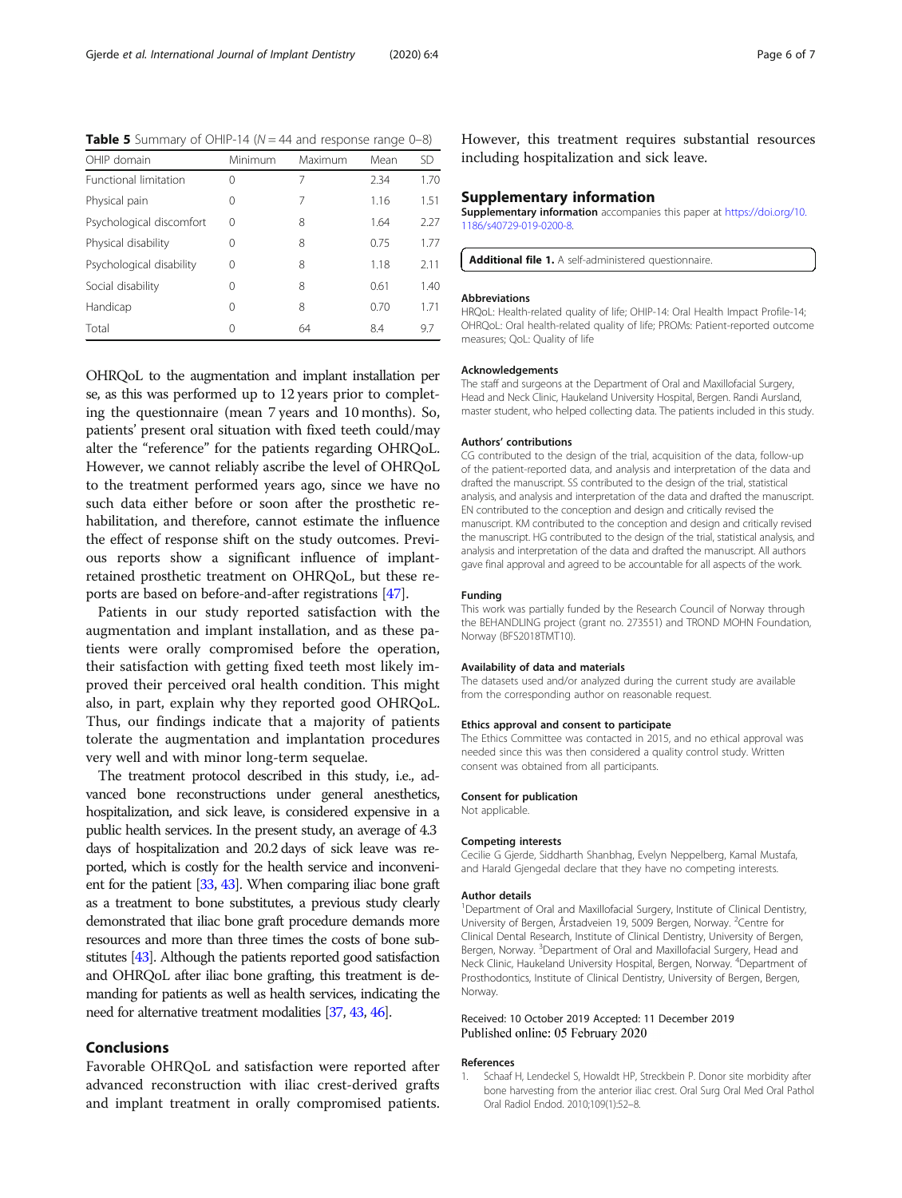**Table 5** Summary of OHIP-14 ($N = 44$ and response range 0–8)

| OHIP domain | Minimum | Maximum | Mean | SD |
|---|---|---|---|---|
| Functional limitation | 0 | 7 | 2.34 | 1.70 |
| Physical pain | 0 | 7 | 1.16 | 1.51 |
| Psychological discomfort | 0 | 8 | 1.64 | 2.27 |
| Physical disability | 0 | 8 | 0.75 | 1.77 |
| Psychological disability | 0 | 8 | 1.18 | 2.11 |
| Social disability | 0 | 8 | 0.61 | 1.40 |
| Handicap | 0 | 8 | 0.70 | 1.71 |
| Total | 0 | 64 | 8.4 | 9.7 |

OHRQoL to the augmentation and implant installation per se, as this was performed up to 12 years prior to completing the questionnaire (mean 7 years and 10 months). So, patients' present oral situation with fixed teeth could/may alter the "reference" for the patients regarding OHRQoL. However, we cannot reliably ascribe the level of OHRQoL to the treatment performed years ago, since we have no such data either before or soon after the prosthetic rehabilitation, and therefore, cannot estimate the influence the effect of response shift on the study outcomes. Previous reports show a significant influence of implant-retained prosthetic treatment on OHRQoL, but these reports are based on before-and-after registrations [47].

Patients in our study reported satisfaction with the augmentation and implant installation, and as these patients were orally compromised before the operation, their satisfaction with getting fixed teeth most likely improved their perceived oral health condition. This might also, in part, explain why they reported good OHRQoL. Thus, our findings indicate that a majority of patients tolerate the augmentation and implantation procedures very well and with minor long-term sequelae.

The treatment protocol described in this study, i.e., advanced bone reconstructions under general anesthetics, hospitalization, and sick leave, is considered expensive in a public health services. In the present study, an average of 4.3 days of hospitalization and 20.2 days of sick leave was reported, which is costly for the health service and inconvenient for the patient [33, 43]. When comparing iliac bone graft as a treatment to bone substitutes, a previous study clearly demonstrated that iliac bone graft procedure demands more resources and more than three times the costs of bone substitutes [43]. Although the patients reported good satisfaction and OHRQoL after iliac bone grafting, this treatment is demanding for patients as well as health services, indicating the need for alternative treatment modalities [37, 43, 46].

## Conclusions

Favorable OHRQoL and satisfaction were reported after advanced reconstruction with iliac crest-derived grafts and implant treatment in orally compromised patients. However, this treatment requires substantial resources including hospitalization and sick leave.

## Supplementary information

**Supplementary information** accompanies this paper at https://doi.org/10.1186/s40729-019-0200-8.

**Additional file 1.** A self-administered questionnaire.

#### Abbreviations

HRQoL: Health-related quality of life; OHIP-14: Oral Health Impact Profile-14; OHRQoL: Oral health-related quality of life; PROMs: Patient-reported outcome measures; QoL: Quality of life

#### Acknowledgements

The staff and surgeons at the Department of Oral and Maxillofacial Surgery, Head and Neck Clinic, Haukeland University Hospital, Bergen. Randi Aursland, master student, who helped collecting data. The patients included in this study.

#### Authors' contributions

CG contributed to the design of the trial, acquisition of the data, follow-up of the patient-reported data, and analysis and interpretation of the data and drafted the manuscript. SS contributed to the design of the trial, statistical analysis, and analysis and interpretation of the data and drafted the manuscript. EN contributed to the conception and design and critically revised the manuscript. KM contributed to the conception and design and critically revised the manuscript. HG contributed to the design of the trial, statistical analysis, and analysis and interpretation of the data and drafted the manuscript. All authors gave final approval and agreed to be accountable for all aspects of the work.

#### Funding

This work was partially funded by the Research Council of Norway through the BEHANDLING project (grant no. 273551) and TROND MOHN Foundation, Norway (BFS2018TMT10).

#### Availability of data and materials

The datasets used and/or analyzed during the current study are available from the corresponding author on reasonable request.

#### Ethics approval and consent to participate

The Ethics Committee was contacted in 2015, and no ethical approval was needed since this was then considered a quality control study. Written consent was obtained from all participants.

#### Consent for publication

Not applicable.

#### Competing interests

Cecilie G Gjerde, Siddharth Shanbhag, Evelyn Neppelberg, Kamal Mustafa, and Harald Gjengedal declare that they have no competing interests.

#### Author details

[1]Department of Oral and Maxillofacial Surgery, Institute of Clinical Dentistry, University of Bergen, Årstadveien 19, 5009 Bergen, Norway. [2]Centre for Clinical Dental Research, Institute of Clinical Dentistry, University of Bergen, Bergen, Norway. [3]Department of Oral and Maxillofacial Surgery, Head and Neck Clinic, Haukeland University Hospital, Bergen, Norway. [4]Department of Prosthodontics, Institute of Clinical Dentistry, University of Bergen, Bergen, Norway.

Received: 10 October 2019 Accepted: 11 December 2019
Published online: 05 February 2020

#### References

1. Schaaf H, Lendeckel S, Howaldt HP, Streckbein P. Donor site morbidity after bone harvesting from the anterior iliac crest. Oral Surg Oral Med Oral Pathol Oral Radiol Endod. 2010;109(1):52–8.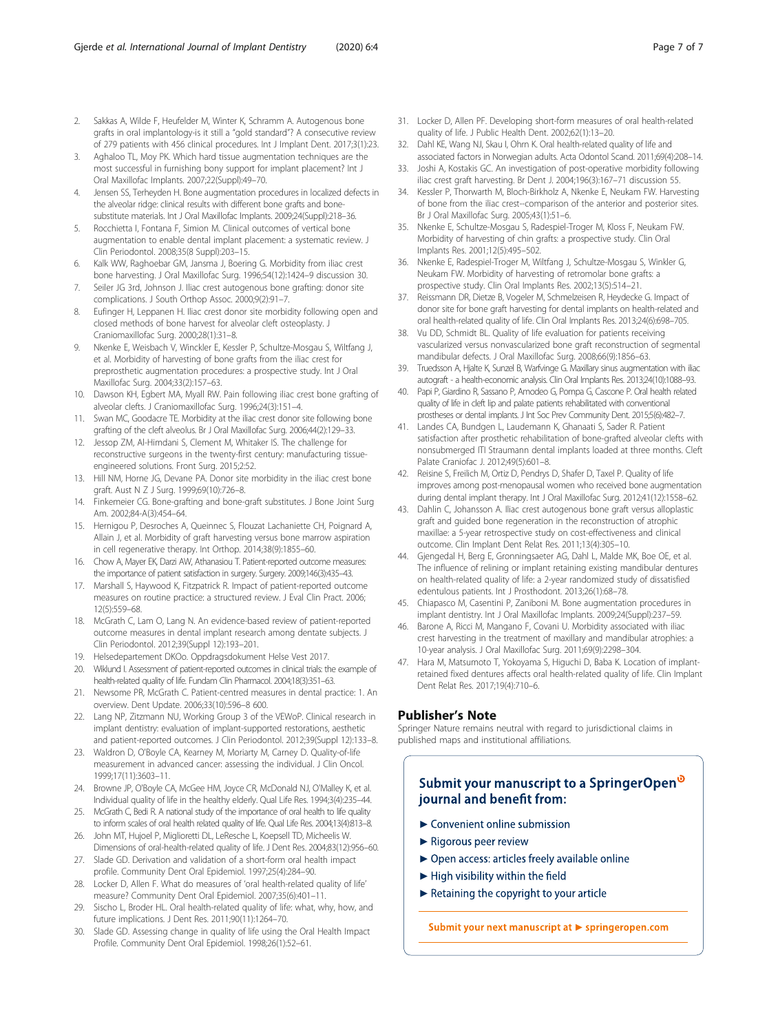2. Sakkas A, Wilde F, Heufelder M, Winter K, Schramm A. Autogenous bone grafts in oral implantology-is it still a "gold standard"? A consecutive review of 279 patients with 456 clinical procedures. Int J Implant Dent. 2017;3(1):23.
3. Aghaloo TL, Moy PK. Which hard tissue augmentation techniques are the most successful in furnishing bony support for implant placement? Int J Oral Maxillofac Implants. 2007;22(Suppl):49–70.
4. Jensen SS, Terheyden H. Bone augmentation procedures in localized defects in the alveolar ridge: clinical results with different bone grafts and bone-substitute materials. Int J Oral Maxillofac Implants. 2009;24(Suppl):218–36.
5. Rocchietta I, Fontana F, Simion M. Clinical outcomes of vertical bone augmentation to enable dental implant placement: a systematic review. J Clin Periodontol. 2008;35(8 Suppl):203–15.
6. Kalk WW, Raghoebar GM, Jansma J, Boering G. Morbidity from iliac crest bone harvesting. J Oral Maxillofac Surg. 1996;54(12):1424–9 discussion 30.
7. Seiler JG 3rd, Johnson J. Iliac crest autogenous bone grafting: donor site complications. J South Orthop Assoc. 2000;9(2):91–7.
8. Eufinger H, Leppanen H. Iliac crest donor site morbidity following open and closed methods of bone harvest for alveolar cleft osteoplasty. J Craniomaxillofac Surg. 2000;28(1):31–8.
9. Nkenke E, Weisbach V, Winckler E, Kessler P, Schultze-Mosgau S, Wiltfang J, et al. Morbidity of harvesting of bone grafts from the iliac crest for preprosthetic augmentation procedures: a prospective study. Int J Oral Maxillofac Surg. 2004;33(2):157–63.
10. Dawson KH, Egbert MA, Myall RW. Pain following iliac crest bone grafting of alveolar clefts. J Craniomaxillofac Surg. 1996;24(3):151–4.
11. Swan MC, Goodacre TE. Morbidity at the iliac crest donor site following bone grafting of the cleft alveolus. Br J Oral Maxillofac Surg. 2006;44(2):129–33.
12. Jessop ZM, Al-Himdani S, Clement M, Whitaker IS. The challenge for reconstructive surgeons in the twenty-first century: manufacturing tissue-engineered solutions. Front Surg. 2015;2:52.
13. Hill NM, Horne JG, Devane PA. Donor site morbidity in the iliac crest bone graft. Aust N Z J Surg. 1999;69(10):726–8.
14. Finkemeier CG. Bone-grafting and bone-graft substitutes. J Bone Joint Surg Am. 2002;84-A(3):454–64.
15. Hernigou P, Desroches A, Queinnec S, Flouzat Lachaniette CH, Poignard A, Allain J, et al. Morbidity of graft harvesting versus bone marrow aspiration in cell regenerative therapy. Int Orthop. 2014;38(9):1855–60.
16. Chow A, Mayer EK, Darzi AW, Athanasiou T. Patient-reported outcome measures: the importance of patient satisfaction in surgery. Surgery. 2009;146(3):435–43.
17. Marshall S, Haywood K, Fitzpatrick R. Impact of patient-reported outcome measures on routine practice: a structured review. J Eval Clin Pract. 2006; 12(5):559–68.
18. McGrath C, Lam O, Lang N. An evidence-based review of patient-reported outcome measures in dental implant research among dentate subjects. J Clin Periodontol. 2012;39(Suppl 12):193–201.
19. Helsedepartement DKOo. Oppdragsdokument Helse Vest 2017.
20. Wiklund I. Assessment of patient-reported outcomes in clinical trials: the example of health-related quality of life. Fundam Clin Pharmacol. 2004;18(3):351–63.
21. Newsome PR, McGrath C. Patient-centred measures in dental practice: 1. An overview. Dent Update. 2006;33(10):596–8 600.
22. Lang NP, Zitzmann NU, Working Group 3 of the VEWoP. Clinical research in implant dentistry: evaluation of implant-supported restorations, aesthetic and patient-reported outcomes. J Clin Periodontol. 2012;39(Suppl 12):133–8.
23. Waldron D, O'Boyle CA, Kearney M, Moriarty M, Carney D. Quality-of-life measurement in advanced cancer: assessing the individual. J Clin Oncol. 1999;17(11):3603–11.
24. Browne JP, O'Boyle CA, McGee HM, Joyce CR, McDonald NJ, O'Malley K, et al. Individual quality of life in the healthy elderly. Qual Life Res. 1994;3(4):235–44.
25. McGrath C, Bedi R. A national study of the importance of oral health to life quality to inform scales of oral health related quality of life. Qual Life Res. 2004;13(4):813–8.
26. John MT, Hujoel P, Miglioretti DL, LeResche L, Koepsell TD, Micheelis W. Dimensions of oral-health-related quality of life. J Dent Res. 2004;83(12):956–60.
27. Slade GD. Derivation and validation of a short-form oral health impact profile. Community Dent Oral Epidemiol. 1997;25(4):284–90.
28. Locker D, Allen F. What do measures of 'oral health-related quality of life' measure? Community Dent Oral Epidemiol. 2007;35(6):401–11.
29. Sischo L, Broder HL. Oral health-related quality of life: what, why, how, and future implications. J Dent Res. 2011;90(11):1264–70.
30. Slade GD. Assessing change in quality of life using the Oral Health Impact Profile. Community Dent Oral Epidemiol. 1998;26(1):52–61.
31. Locker D, Allen PF. Developing short-form measures of oral health-related quality of life. J Public Health Dent. 2002;62(1):13–20.
32. Dahl KE, Wang NJ, Skau I, Ohrn K. Oral health-related quality of life and associated factors in Norwegian adults. Acta Odontol Scand. 2011;69(4):208–14.
33. Joshi A, Kostakis GC. An investigation of post-operative morbidity following iliac crest graft harvesting. Br Dent J. 2004;196(3):167–71 discussion 55.
34. Kessler P, Thorwarth M, Bloch-Birkholz A, Nkenke E, Neukam FW. Harvesting of bone from the iliac crest--comparison of the anterior and posterior sites. Br J Oral Maxillofac Surg. 2005;43(1):51–6.
35. Nkenke E, Schultze-Mosgau S, Radespiel-Troger M, Kloss F, Neukam FW. Morbidity of harvesting of chin grafts: a prospective study. Clin Oral Implants Res. 2001;12(5):495–502.
36. Nkenke E, Radespiel-Troger M, Wiltfang J, Schultze-Mosgau S, Winkler G, Neukam FW. Morbidity of harvesting of retromolar bone grafts: a prospective study. Clin Oral Implants Res. 2002;13(5):514–21.
37. Reissmann DR, Dietze B, Vogeler M, Schmelzeisen R, Heydecke G. Impact of donor site for bone graft harvesting for dental implants on health-related and oral health-related quality of life. Clin Oral Implants Res. 2013;24(6):698–705.
38. Vu DD, Schmidt BL. Quality of life evaluation for patients receiving vascularized versus nonvascularized bone graft reconstruction of segmental mandibular defects. J Oral Maxillofac Surg. 2008;66(9):1856–63.
39. Truedsson A, Hjalte K, Sunzel B, Warfvinge G. Maxillary sinus augmentation with iliac autograft - a health-economic analysis. Clin Oral Implants Res. 2013;24(10):1088–93.
40. Papi P, Giardino R, Sassano P, Amodeo G, Pompa G, Cascone P. Oral health related quality of life in cleft lip and palate patients rehabilitated with conventional prostheses or dental implants. J Int Soc Prev Community Dent. 2015;5(6):482–7.
41. Landes CA, Bundgen L, Laudemann K, Ghanaati S, Sader R. Patient satisfaction after prosthetic rehabilitation of bone-grafted alveolar clefts with nonsubmerged ITI Straumann dental implants loaded at three months. Cleft Palate Craniofac J. 2012;49(5):601–8.
42. Reisine S, Freilich M, Ortiz D, Pendrys D, Shafer D, Taxel P. Quality of life improves among post-menopausal women who received bone augmentation during dental implant therapy. Int J Oral Maxillofac Surg. 2012;41(12):1558–62.
43. Dahlin C, Johansson A. Iliac crest autogenous bone graft versus alloplastic graft and guided bone regeneration in the reconstruction of atrophic maxillae: a 5-year retrospective study on cost-effectiveness and clinical outcome. Clin Implant Dent Relat Res. 2011;13(4):305–10.
44. Gjengedal H, Berg E, Gronningsaeter AG, Dahl L, Malde MK, Boe OE, et al. The influence of relining or implant retaining existing mandibular dentures on health-related quality of life: a 2-year randomized study of dissatisfied edentulous patients. Int J Prosthodont. 2013;26(1):68–78.
45. Chiapasco M, Casentini P, Zaniboni M. Bone augmentation procedures in implant dentistry. Int J Oral Maxillofac Implants. 2009;24(Suppl):237–59.
46. Barone A, Ricci M, Mangano F, Covani U. Morbidity associated with iliac crest harvesting in the treatment of maxillary and mandibular atrophies: a 10-year analysis. J Oral Maxillofac Surg. 2011;69(9):2298–304.
47. Hara M, Matsumoto T, Yokoyama S, Higuchi D, Baba K. Location of implant-retained fixed dentures affects oral health-related quality of life. Clin Implant Dent Relat Res. 2017;19(4):710–6.

## Publisher's Note

Springer Nature remains neutral with regard to jurisdictional claims in published maps and institutional affiliations.

**Submit your manuscript to a SpringerOpen journal and benefit from:**

- Convenient online submission
- Rigorous peer review
- Open access: articles freely available online
- High visibility within the field
- Retaining the copyright to your article

**Submit your next manuscript at ► springeropen.com**